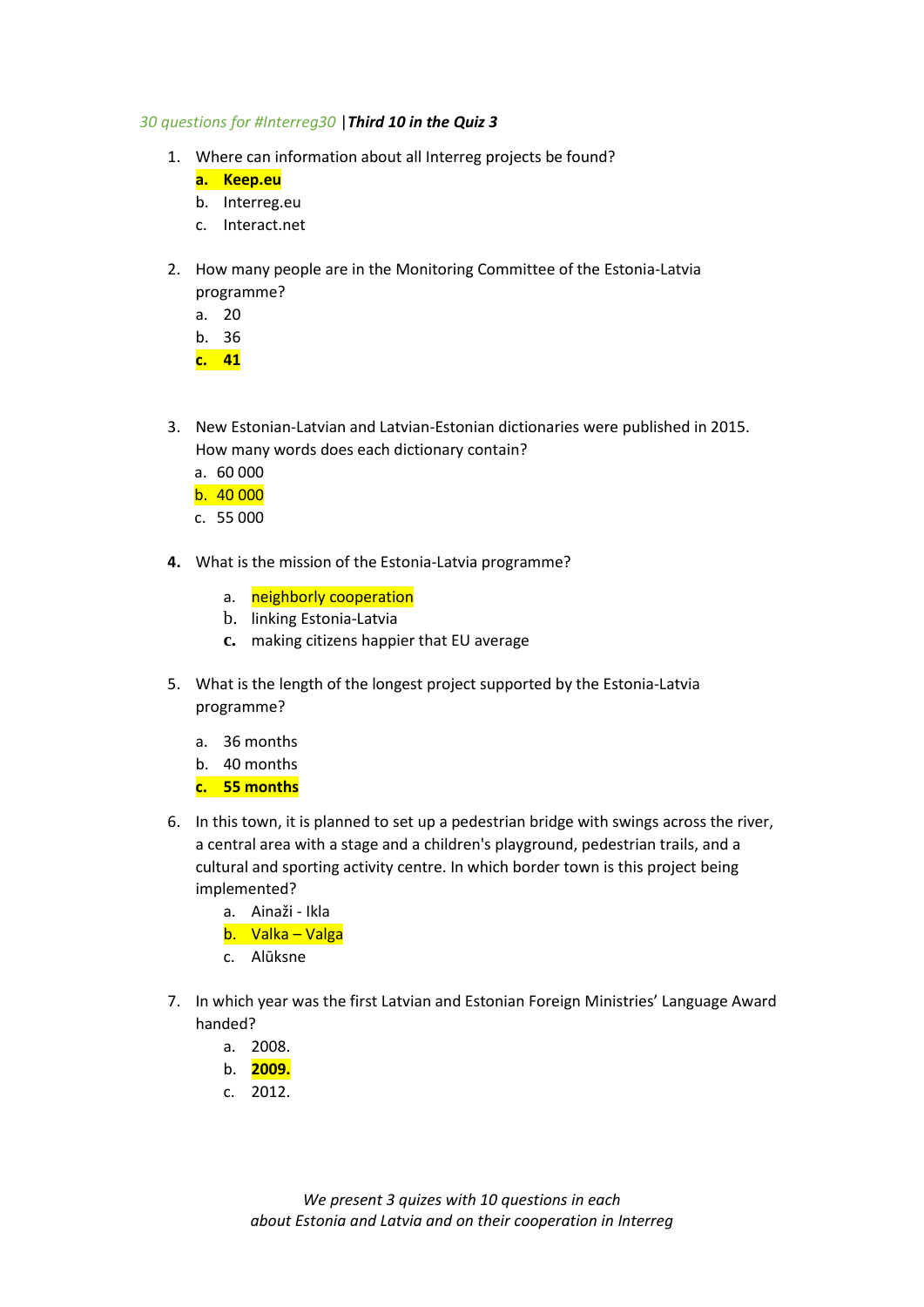*30 questions for #Interreg30* |***Third 10 in the Quiz 3***

1. Where can information about all Interreg projects be found?
   - **a. Keep.eu**
   - b. Interreg.eu
   - c. Interact.net

2. How many people are in the Monitoring Committee of the Estonia-Latvia programme?
   - a. 20
   - b. 36
   - **c. 41**

3. New Estonian-Latvian and Latvian-Estonian dictionaries were published in 2015. How many words does each dictionary contain?
   - a. 60 000
   - b. 40 000
   - c. 55 000

4. What is the mission of the Estonia-Latvia programme?
   - a. neighborly cooperation
   - b. linking Estonia-Latvia
   - c. making citizens happier that EU average

5. What is the length of the longest project supported by the Estonia-Latvia programme?
   - a. 36 months
   - b. 40 months
   - **c. 55 months**

6. In this town, it is planned to set up a pedestrian bridge with swings across the river, a central area with a stage and a children's playground, pedestrian trails, and a cultural and sporting activity centre. In which border town is this project being implemented?
   - a. Ainaži - Ikla
   - b. Valka – Valga
   - c. Alūksne

7. In which year was the first Latvian and Estonian Foreign Ministries' Language Award handed?
   - a. 2008.
   - b. **2009.**
   - c. 2012.

*We present 3 quizes with 10 questions in each*
*about Estonia and Latvia and on their cooperation in Interreg*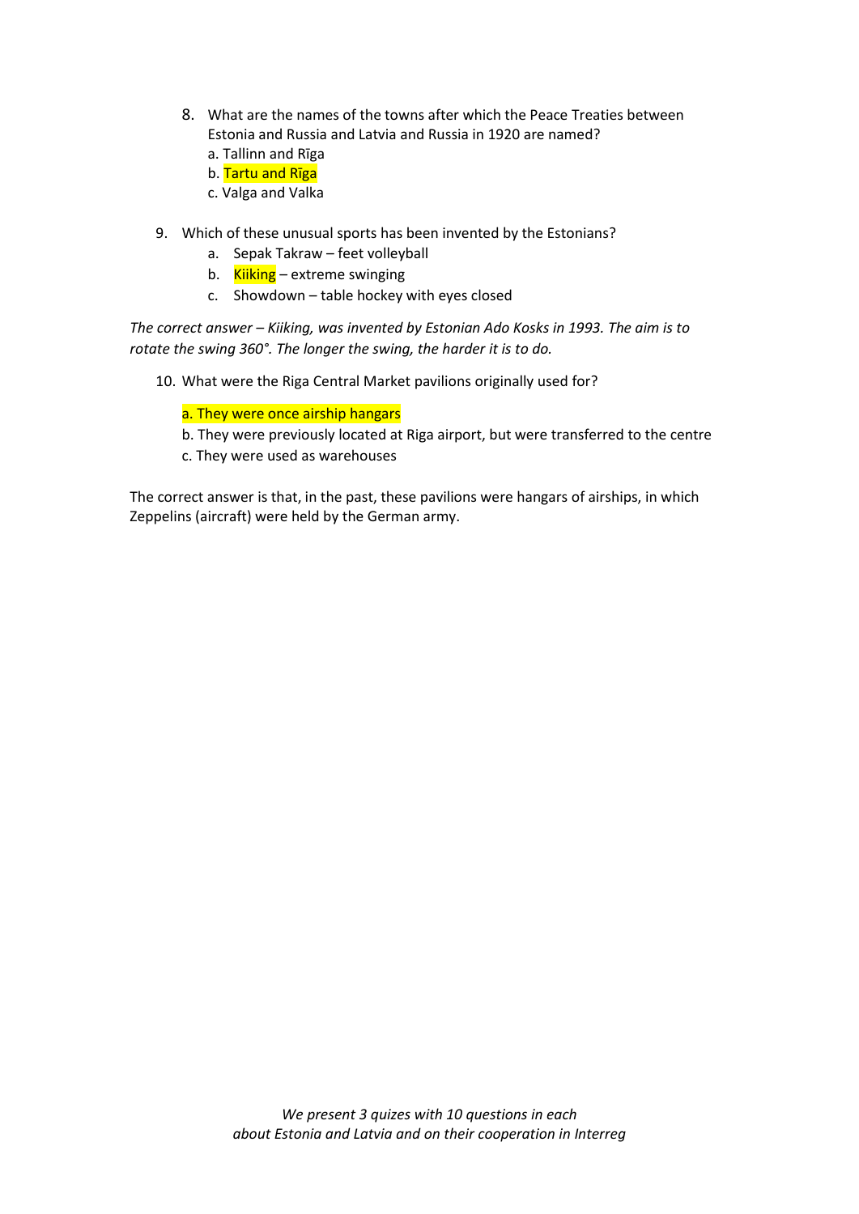8. What are the names of the towns after which the Peace Treaties between Estonia and Russia and Latvia and Russia in 1920 are named?
   a. Tallinn and Rīga
   b. Tartu and Rīga
   c. Valga and Valka

9. Which of these unusual sports has been invented by the Estonians?
   a. Sepak Takraw – feet volleyball
   b. Kiiking – extreme swinging
   c. Showdown – table hockey with eyes closed

*The correct answer – Kiiking, was invented by Estonian Ado Kosks in 1993. The aim is to rotate the swing 360°. The longer the swing, the harder it is to do.*

10. What were the Riga Central Market pavilions originally used for?

    a. They were once airship hangars
    b. They were previously located at Riga airport, but were transferred to the centre
    c. They were used as warehouses

The correct answer is that, in the past, these pavilions were hangars of airships, in which Zeppelins (aircraft) were held by the German army.

*We present 3 quizes with 10 questions in each about Estonia and Latvia and on their cooperation in Interreg*